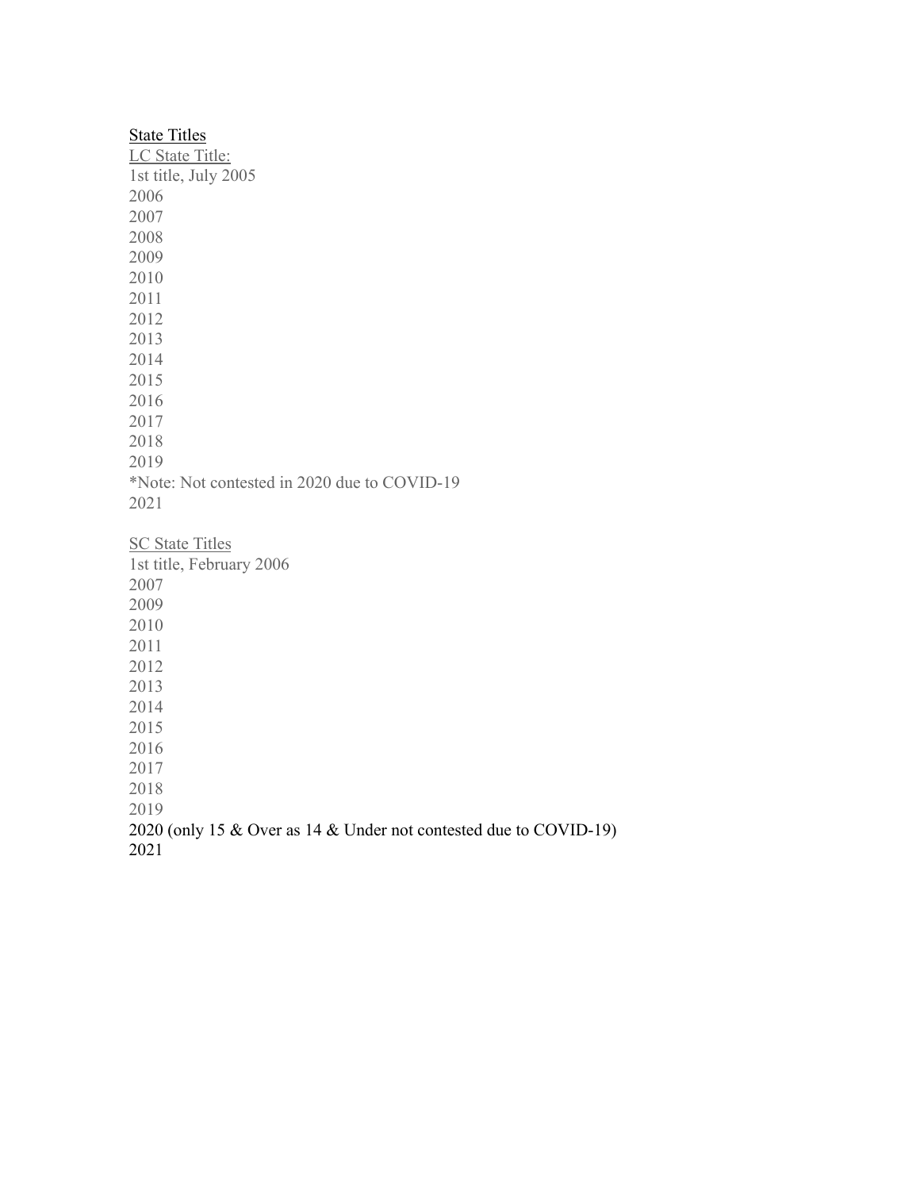## State Titles

### LC State Title:

1st title, July 2005
2006
2007
2008
2009
2010
2011
2012
2013
2014
2015
2016
2017
2018
2019
*Note: Not contested in 2020 due to COVID-19
2021

### SC State Titles

1st title, February 2006
2007
2009
2010
2011
2012
2013
2014
2015
2016
2017
2018
2019
2020 (only 15 & Over as 14 & Under not contested due to COVID-19)
2021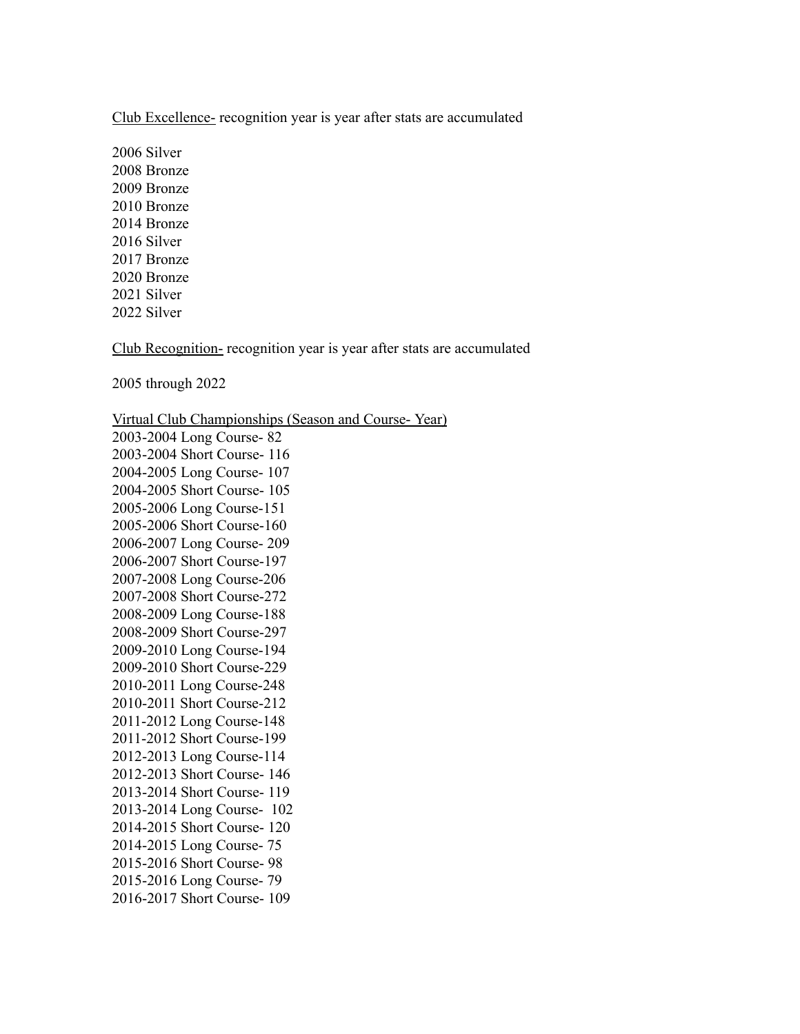<u>Club Excellence-</u> recognition year is year after stats are accumulated

2006 Silver
2008 Bronze
2009 Bronze
2010 Bronze
2014 Bronze
2016 Silver
2017 Bronze
2020 Bronze
2021 Silver
2022 Silver

<u>Club Recognition-</u> recognition year is year after stats are accumulated

2005 through 2022

<u>Virtual Club Championships (Season and Course- Year)</u>
2003-2004 Long Course- 82
2003-2004 Short Course- 116
2004-2005 Long Course- 107
2004-2005 Short Course- 105
2005-2006 Long Course-151
2005-2006 Short Course-160
2006-2007 Long Course- 209
2006-2007 Short Course-197
2007-2008 Long Course-206
2007-2008 Short Course-272
2008-2009 Long Course-188
2008-2009 Short Course-297
2009-2010 Long Course-194
2009-2010 Short Course-229
2010-2011 Long Course-248
2010-2011 Short Course-212
2011-2012 Long Course-148
2011-2012 Short Course-199
2012-2013 Long Course-114
2012-2013 Short Course- 146
2013-2014 Short Course- 119
2013-2014 Long Course- 102
2014-2015 Short Course- 120
2014-2015 Long Course- 75
2015-2016 Short Course- 98
2015-2016 Long Course- 79
2016-2017 Short Course- 109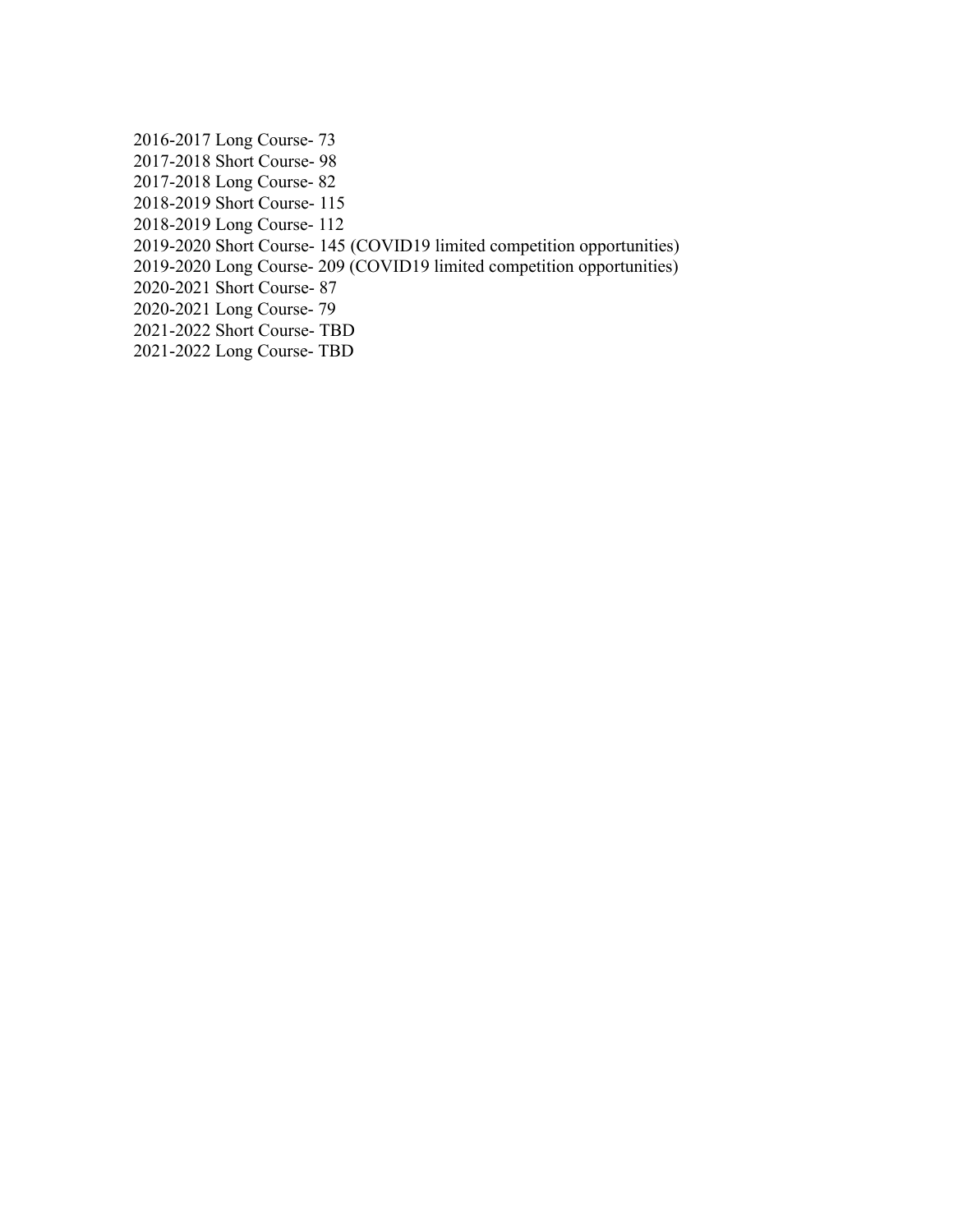2016-2017 Long Course- 73
2017-2018 Short Course- 98
2017-2018 Long Course- 82
2018-2019 Short Course- 115
2018-2019 Long Course- 112
2019-2020 Short Course- 145 (COVID19 limited competition opportunities)
2019-2020 Long Course- 209 (COVID19 limited competition opportunities)
2020-2021 Short Course- 87
2020-2021 Long Course- 79
2021-2022 Short Course- TBD
2021-2022 Long Course- TBD